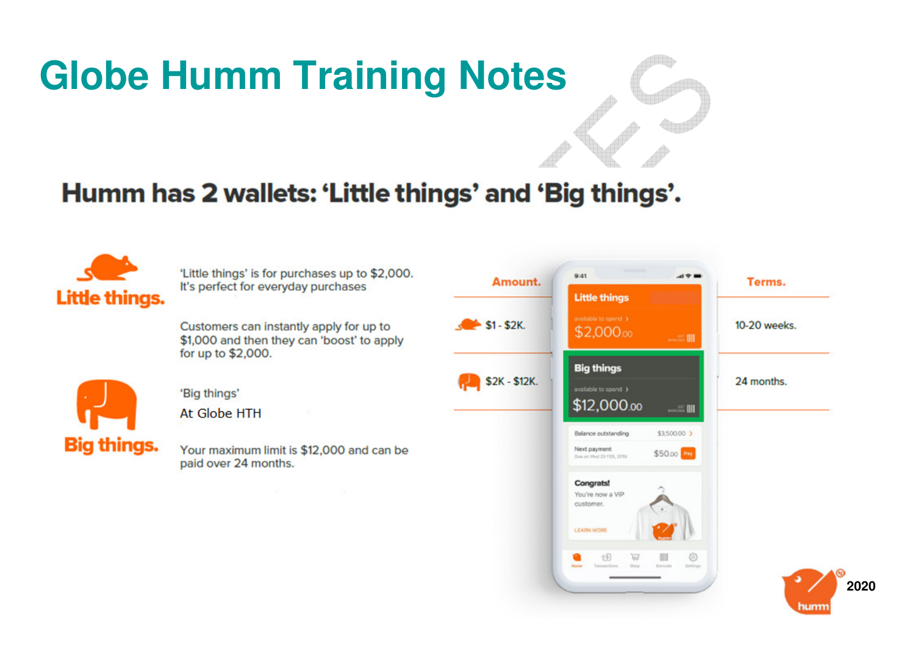# Globe Humm Training Notes

## Humm has 2 wallets: 'Little things' and 'Big things'.

**Little things.**

'Little things' is for purchases up to $2,000. It's perfect for everyday purchases

Customers can instantly apply for up to $1,000 and then they can 'boost' to apply for up to $2,000.

**Big things.**

'Big things'

At Globe HTH

Your maximum limit is $12,000 and can be paid over 24 months.

| Amount. | Terms. |
|---|---|
| $1 - $2K. | 10-20 weeks. |
| $2K - $12K. | 24 months. |

2020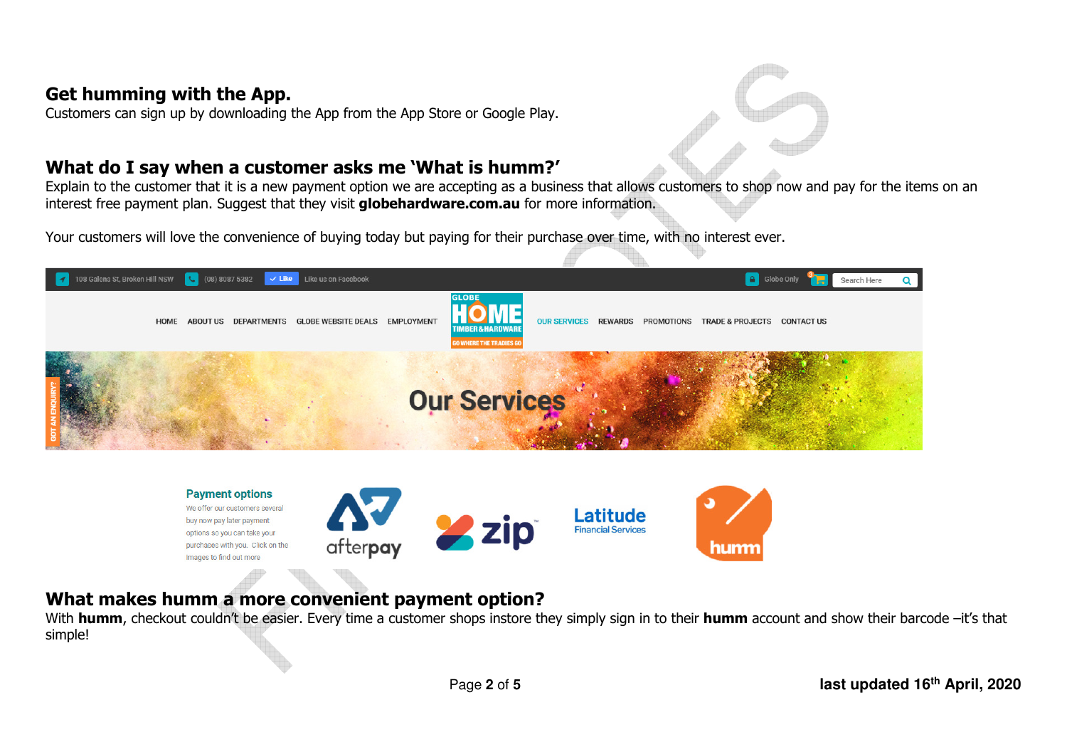## Get humming with the App.

Customers can sign up by downloading the App from the App Store or Google Play.

## What do I say when a customer asks me 'What is humm?'

Explain to the customer that it is a new payment option we are accepting as a business that allows customers to shop now and pay for the items on an interest free payment plan. Suggest that they visit **globehardware.com.au** for more information.

Your customers will love the convenience of buying today but paying for their purchase over time, with no interest ever.

108 Galena St, Broken Hill NSW (08) 8087 5382 Like Like us on Facebook Globe Only Search Here

HOME ABOUT US DEPARTMENTS GLOBE WEBSITE DEALS EMPLOYMENT GLOBE HOME TIMBER & HARDWARE GO WHERE THE TRADIES GO OUR SERVICES REWARDS PROMOTIONS TRADE & PROJECTS CONTACT US

GOT AN ENQUIRY?

Our Services

**Payment options**

We offer our customers several buy now pay later payment options so you can take your purchases with you. Click on the images to find out more

afterpay zip Latitude Financial Services humm

## What makes humm a more convenient payment option?

With **humm**, checkout couldn't be easier. Every time a customer shops instore they simply sign in to their **humm** account and show their barcode –it's that simple!

**last updated 16th April, 2020**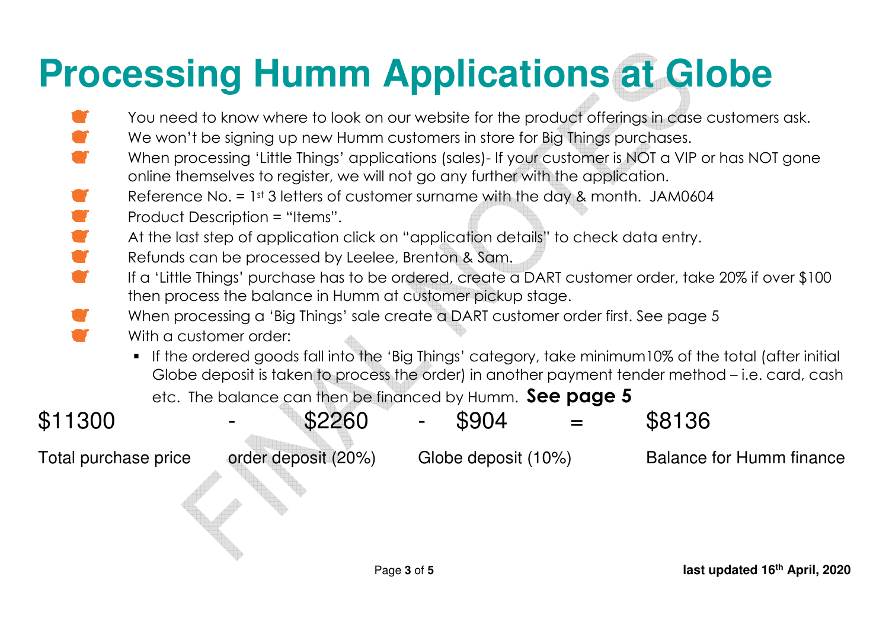# Processing Humm Applications at Globe

- You need to know where to look on our website for the product offerings in case customers ask.
- We won't be signing up new Humm customers in store for Big Things purchases.
- When processing 'Little Things' applications (sales)- If your customer is NOT a VIP or has NOT gone online themselves to register, we will not go any further with the application.
- Reference No. = 1st 3 letters of customer surname with the day & month. JAM0604
- Product Description = "Items".
- At the last step of application click on "application details" to check data entry.
- Refunds can be processed by Leelee, Brenton & Sam.
- If a 'Little Things' purchase has to be ordered, create a DART customer order, take 20% if over $100 then process the balance in Humm at customer pickup stage.
- When processing a 'Big Things' sale create a DART customer order first. See page 5
- With a customer order:
  - If the ordered goods fall into the 'Big Things' category, take minimum10% of the total (after initial Globe deposit is taken to process the order) in another payment tender method – i.e. card, cash etc. The balance can then be financed by Humm. **See page 5**

| $11300 | - | $2260 | - | $904 | = | $8136 |
|---|---|---|---|---|---|---|
| Total purchase price | | order deposit (20%) | | Globe deposit (10%) | | Balance for Humm finance |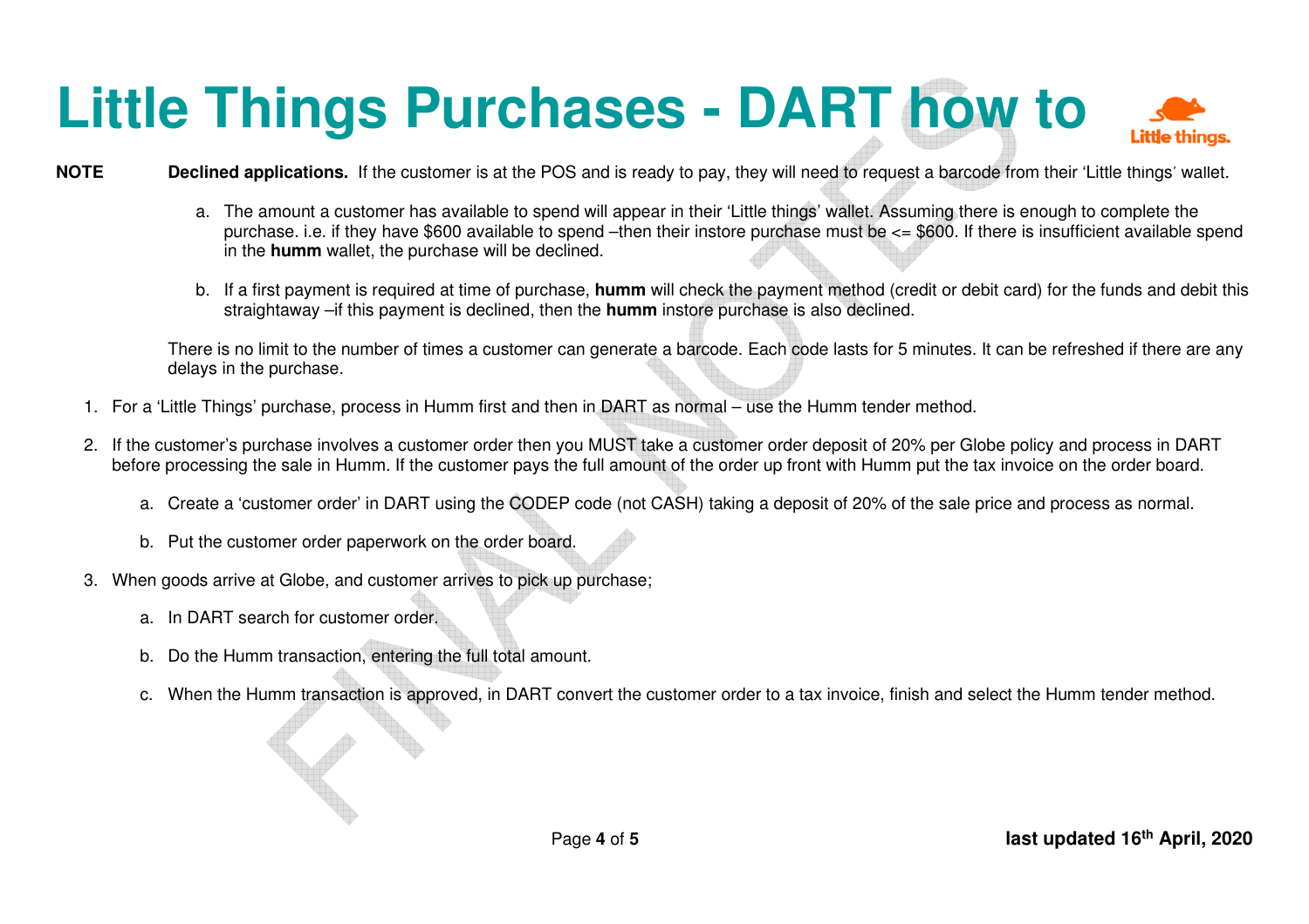# Little Things Purchases - DART how to

**NOTE** **Declined applications.** If the customer is at the POS and is ready to pay, they will need to request a barcode from their 'Little things' wallet.

a. The amount a customer has available to spend will appear in their 'Little things' wallet. Assuming there is enough to complete the purchase. i.e. if they have $600 available to spend –then their instore purchase must be <= $600. If there is insufficient available spend in the **humm** wallet, the purchase will be declined.

b. If a first payment is required at time of purchase, **humm** will check the payment method (credit or debit card) for the funds and debit this straightaway –if this payment is declined, then the **humm** instore purchase is also declined.

There is no limit to the number of times a customer can generate a barcode. Each code lasts for 5 minutes. It can be refreshed if there are any delays in the purchase.

1. For a 'Little Things' purchase, process in Humm first and then in DART as normal – use the Humm tender method.

2. If the customer's purchase involves a customer order then you MUST take a customer order deposit of 20% per Globe policy and process in DART before processing the sale in Humm. If the customer pays the full amount of the order up front with Humm put the tax invoice on the order board.

   a. Create a 'customer order' in DART using the CODEP code (not CASH) taking a deposit of 20% of the sale price and process as normal.

   b. Put the customer order paperwork on the order board.

3. When goods arrive at Globe, and customer arrives to pick up purchase;

   a. In DART search for customer order.

   b. Do the Humm transaction, entering the full total amount.

   c. When the Humm transaction is approved, in DART convert the customer order to a tax invoice, finish and select the Humm tender method.

**last updated 16th April, 2020**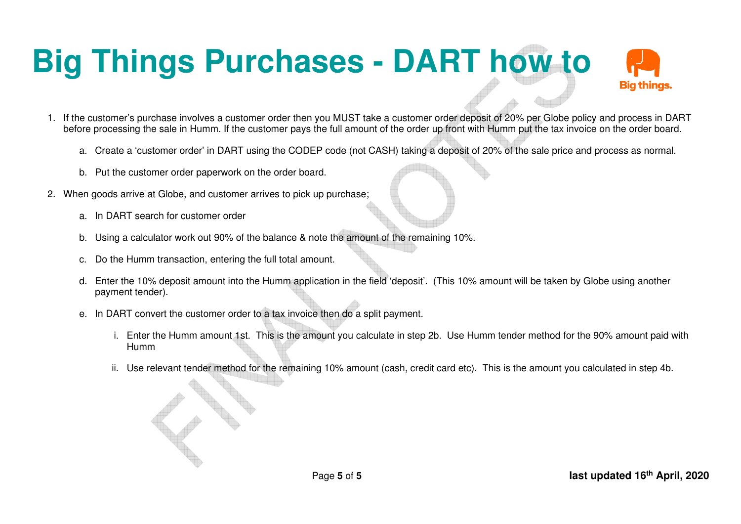# Big Things Purchases - DART how to

1. If the customer's purchase involves a customer order then you MUST take a customer order deposit of 20% per Globe policy and process in DART before processing the sale in Humm. If the customer pays the full amount of the order up front with Humm put the tax invoice on the order board.

    a. Create a 'customer order' in DART using the CODEP code (not CASH) taking a deposit of 20% of the sale price and process as normal.

    b. Put the customer order paperwork on the order board.

2. When goods arrive at Globe, and customer arrives to pick up purchase;

    a. In DART search for customer order

    b. Using a calculator work out 90% of the balance & note the amount of the remaining 10%.

    c. Do the Humm transaction, entering the full total amount.

    d. Enter the 10% deposit amount into the Humm application in the field 'deposit'. (This 10% amount will be taken by Globe using another payment tender).

    e. In DART convert the customer order to a tax invoice then do a split payment.

        i. Enter the Humm amount 1st. This is the amount you calculate in step 2b. Use Humm tender method for the 90% amount paid with Humm

        ii. Use relevant tender method for the remaining 10% amount (cash, credit card etc). This is the amount you calculated in step 4b.

**last updated 16th April, 2020**